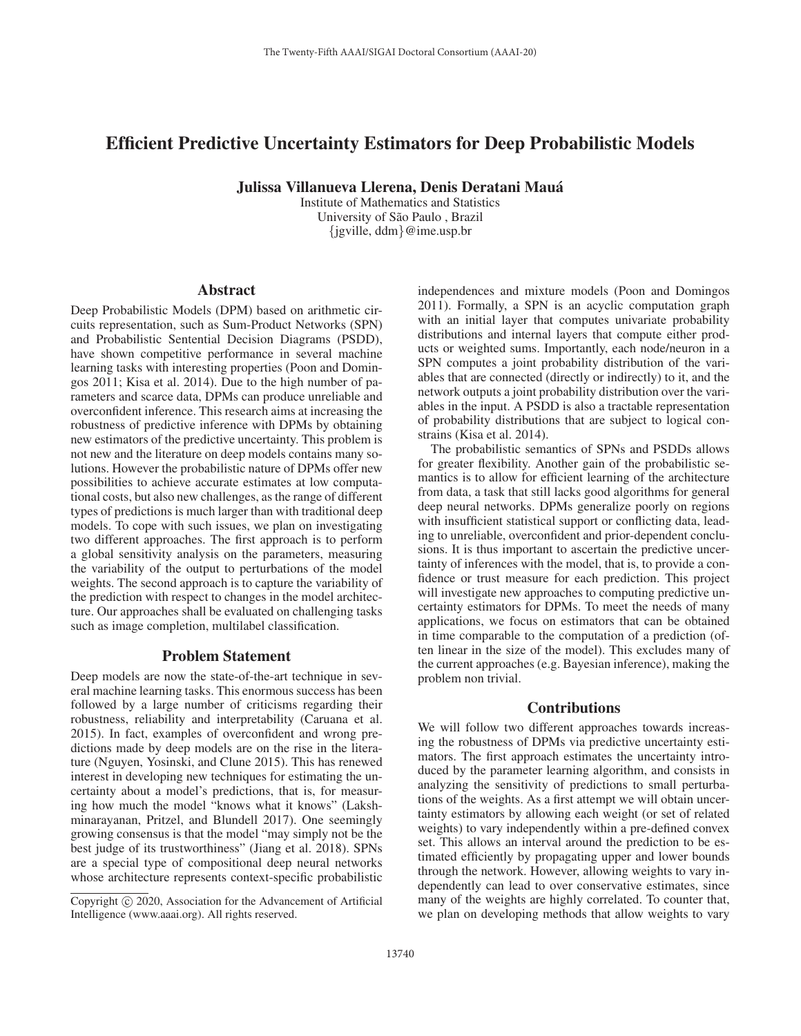# Efficient Predictive Uncertainty Estimators for Deep Probabilistic Models

**Julissa Villanueva Llerena, Denis Deratani Mauá**

Institute of Mathematics and Statistics
University of São Paulo , Brazil
{jgville, ddm}@ime.usp.br

## Abstract

Deep Probabilistic Models (DPM) based on arithmetic circuits representation, such as Sum-Product Networks (SPN) and Probabilistic Sentential Decision Diagrams (PSDD), have shown competitive performance in several machine learning tasks with interesting properties (Poon and Domingos 2011; Kisa et al. 2014). Due to the high number of parameters and scarce data, DPMs can produce unreliable and overconfident inference. This research aims at increasing the robustness of predictive inference with DPMs by obtaining new estimators of the predictive uncertainty. This problem is not new and the literature on deep models contains many solutions. However the probabilistic nature of DPMs offer new possibilities to achieve accurate estimates at low computational costs, but also new challenges, as the range of different types of predictions is much larger than with traditional deep models. To cope with such issues, we plan on investigating two different approaches. The first approach is to perform a global sensitivity analysis on the parameters, measuring the variability of the output to perturbations of the model weights. The second approach is to capture the variability of the prediction with respect to changes in the model architecture. Our approaches shall be evaluated on challenging tasks such as image completion, multilabel classification.

## Problem Statement

Deep models are now the state-of-the-art technique in several machine learning tasks. This enormous success has been followed by a large number of criticisms regarding their robustness, reliability and interpretability (Caruana et al. 2015). In fact, examples of overconfident and wrong predictions made by deep models are on the rise in the literature (Nguyen, Yosinski, and Clune 2015). This has renewed interest in developing new techniques for estimating the uncertainty about a model's predictions, that is, for measuring how much the model "knows what it knows" (Lakshminarayanan, Pritzel, and Blundell 2017). One seemingly growing consensus is that the model "may simply not be the best judge of its trustworthiness" (Jiang et al. 2018). SPNs are a special type of compositional deep neural networks whose architecture represents context-specific probabilistic independences and mixture models (Poon and Domingos 2011). Formally, a SPN is an acyclic computation graph with an initial layer that computes univariate probability distributions and internal layers that compute either products or weighted sums. Importantly, each node/neuron in a SPN computes a joint probability distribution of the variables that are connected (directly or indirectly) to it, and the network outputs a joint probability distribution over the variables in the input. A PSDD is also a tractable representation of probability distributions that are subject to logical constrains (Kisa et al. 2014).

The probabilistic semantics of SPNs and PSDDs allows for greater flexibility. Another gain of the probabilistic semantics is to allow for efficient learning of the architecture from data, a task that still lacks good algorithms for general deep neural networks. DPMs generalize poorly on regions with insufficient statistical support or conflicting data, leading to unreliable, overconfident and prior-dependent conclusions. It is thus important to ascertain the predictive uncertainty of inferences with the model, that is, to provide a confidence or trust measure for each prediction. This project will investigate new approaches to computing predictive uncertainty estimators for DPMs. To meet the needs of many applications, we focus on estimators that can be obtained in time comparable to the computation of a prediction (often linear in the size of the model). This excludes many of the current approaches (e.g. Bayesian inference), making the problem non trivial.

## Contributions

We will follow two different approaches towards increasing the robustness of DPMs via predictive uncertainty estimators. The first approach estimates the uncertainty introduced by the parameter learning algorithm, and consists in analyzing the sensitivity of predictions to small perturbations of the weights. As a first attempt we will obtain uncertainty estimators by allowing each weight (or set of related weights) to vary independently within a pre-defined convex set. This allows an interval around the prediction to be estimated efficiently by propagating upper and lower bounds through the network. However, allowing weights to vary independently can lead to over conservative estimates, since many of the weights are highly correlated. To counter that, we plan on developing methods that allow weights to vary

Copyright © 2020, Association for the Advancement of Artificial Intelligence (www.aaai.org). All rights reserved.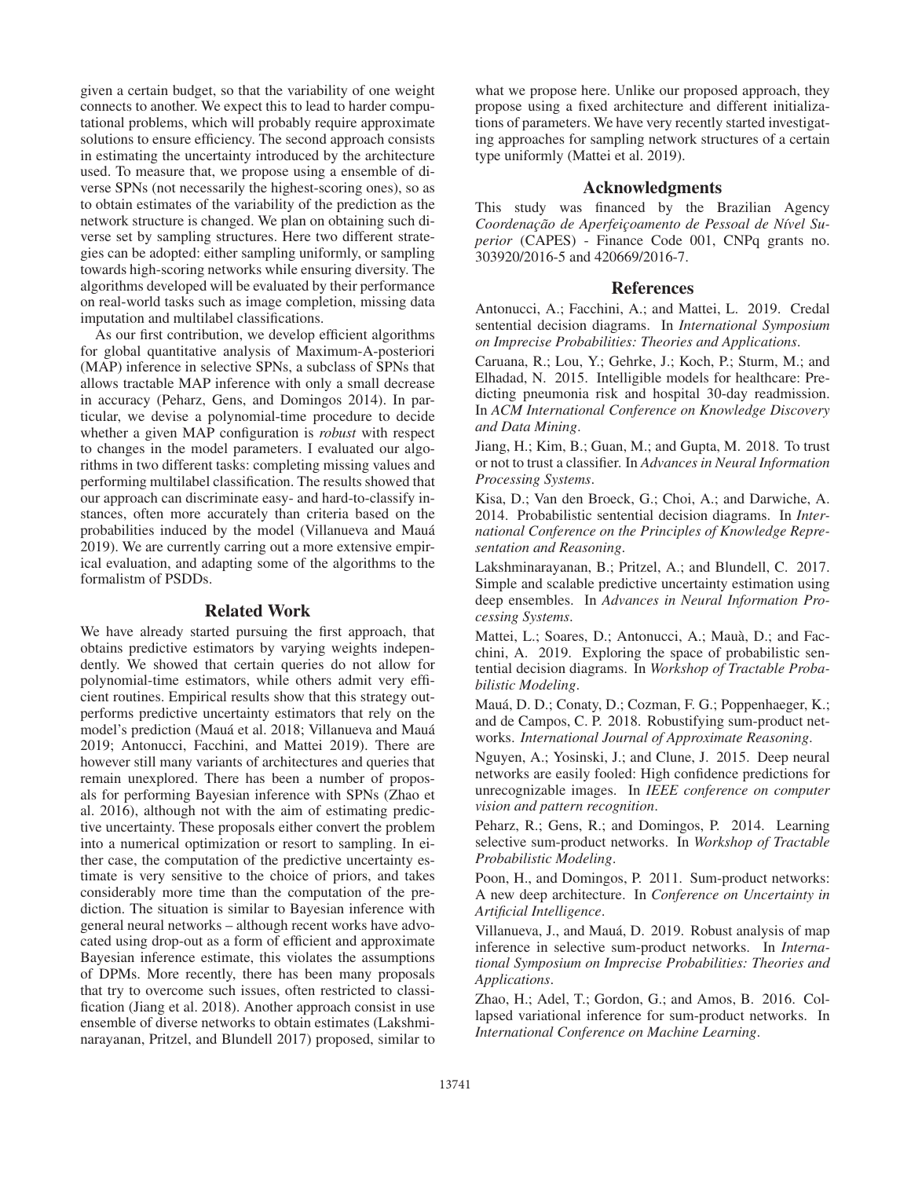given a certain budget, so that the variability of one weight connects to another. We expect this to lead to harder computational problems, which will probably require approximate solutions to ensure efficiency. The second approach consists in estimating the uncertainty introduced by the architecture used. To measure that, we propose using a ensemble of diverse SPNs (not necessarily the highest-scoring ones), so as to obtain estimates of the variability of the prediction as the network structure is changed. We plan on obtaining such diverse set by sampling structures. Here two different strategies can be adopted: either sampling uniformly, or sampling towards high-scoring networks while ensuring diversity. The algorithms developed will be evaluated by their performance on real-world tasks such as image completion, missing data imputation and multilabel classifications.

As our first contribution, we develop efficient algorithms for global quantitative analysis of Maximum-A-posteriori (MAP) inference in selective SPNs, a subclass of SPNs that allows tractable MAP inference with only a small decrease in accuracy (Peharz, Gens, and Domingos 2014). In particular, we devise a polynomial-time procedure to decide whether a given MAP configuration is *robust* with respect to changes in the model parameters. I evaluated our algorithms in two different tasks: completing missing values and performing multilabel classification. The results showed that our approach can discriminate easy- and hard-to-classify instances, often more accurately than criteria based on the probabilities induced by the model (Villanueva and Mauá 2019). We are currently carring out a more extensive empirical evaluation, and adapting some of the algorithms to the formalistm of PSDDs.

## Related Work

We have already started pursuing the first approach, that obtains predictive estimators by varying weights independently. We showed that certain queries do not allow for polynomial-time estimators, while others admit very efficient routines. Empirical results show that this strategy outperforms predictive uncertainty estimators that rely on the model's prediction (Mauá et al. 2018; Villanueva and Mauá 2019; Antonucci, Facchini, and Mattei 2019). There are however still many variants of architectures and queries that remain unexplored. There has been a number of proposals for performing Bayesian inference with SPNs (Zhao et al. 2016), although not with the aim of estimating predictive uncertainty. These proposals either convert the problem into a numerical optimization or resort to sampling. In either case, the computation of the predictive uncertainty estimate is very sensitive to the choice of priors, and takes considerably more time than the computation of the prediction. The situation is similar to Bayesian inference with general neural networks – although recent works have advocated using drop-out as a form of efficient and approximate Bayesian inference estimate, this violates the assumptions of DPMs. More recently, there has been many proposals that try to overcome such issues, often restricted to classification (Jiang et al. 2018). Another approach consist in use ensemble of diverse networks to obtain estimates (Lakshminarayanan, Pritzel, and Blundell 2017) proposed, similar to what we propose here. Unlike our proposed approach, they propose using a fixed architecture and different initializations of parameters. We have very recently started investigating approaches for sampling network structures of a certain type uniformly (Mattei et al. 2019).

## Acknowledgments

This study was financed by the Brazilian Agency *Coordenação de Aperfeiçoamento de Pessoal de Nível Superior* (CAPES) - Finance Code 001, CNPq grants no. 303920/2016-5 and 420669/2016-7.

## References

Antonucci, A.; Facchini, A.; and Mattei, L. 2019. Credal sentential decision diagrams. In *International Symposium on Imprecise Probabilities: Theories and Applications*.

Caruana, R.; Lou, Y.; Gehrke, J.; Koch, P.; Sturm, M.; and Elhadad, N. 2015. Intelligible models for healthcare: Predicting pneumonia risk and hospital 30-day readmission. In *ACM International Conference on Knowledge Discovery and Data Mining*.

Jiang, H.; Kim, B.; Guan, M.; and Gupta, M. 2018. To trust or not to trust a classifier. In *Advances in Neural Information Processing Systems*.

Kisa, D.; Van den Broeck, G.; Choi, A.; and Darwiche, A. 2014. Probabilistic sentential decision diagrams. In *International Conference on the Principles of Knowledge Representation and Reasoning*.

Lakshminarayanan, B.; Pritzel, A.; and Blundell, C. 2017. Simple and scalable predictive uncertainty estimation using deep ensembles. In *Advances in Neural Information Processing Systems*.

Mattei, L.; Soares, D.; Antonucci, A.; Mauà, D.; and Facchini, A. 2019. Exploring the space of probabilistic sentential decision diagrams. In *Workshop of Tractable Probabilistic Modeling*.

Mauá, D. D.; Conaty, D.; Cozman, F. G.; Poppenhaeger, K.; and de Campos, C. P. 2018. Robustifying sum-product networks. *International Journal of Approximate Reasoning*.

Nguyen, A.; Yosinski, J.; and Clune, J. 2015. Deep neural networks are easily fooled: High confidence predictions for unrecognizable images. In *IEEE conference on computer vision and pattern recognition*.

Peharz, R.; Gens, R.; and Domingos, P. 2014. Learning selective sum-product networks. In *Workshop of Tractable Probabilistic Modeling*.

Poon, H., and Domingos, P. 2011. Sum-product networks: A new deep architecture. In *Conference on Uncertainty in Artificial Intelligence*.

Villanueva, J., and Mauá, D. 2019. Robust analysis of map inference in selective sum-product networks. In *International Symposium on Imprecise Probabilities: Theories and Applications*.

Zhao, H.; Adel, T.; Gordon, G.; and Amos, B. 2016. Collapsed variational inference for sum-product networks. In *International Conference on Machine Learning*.